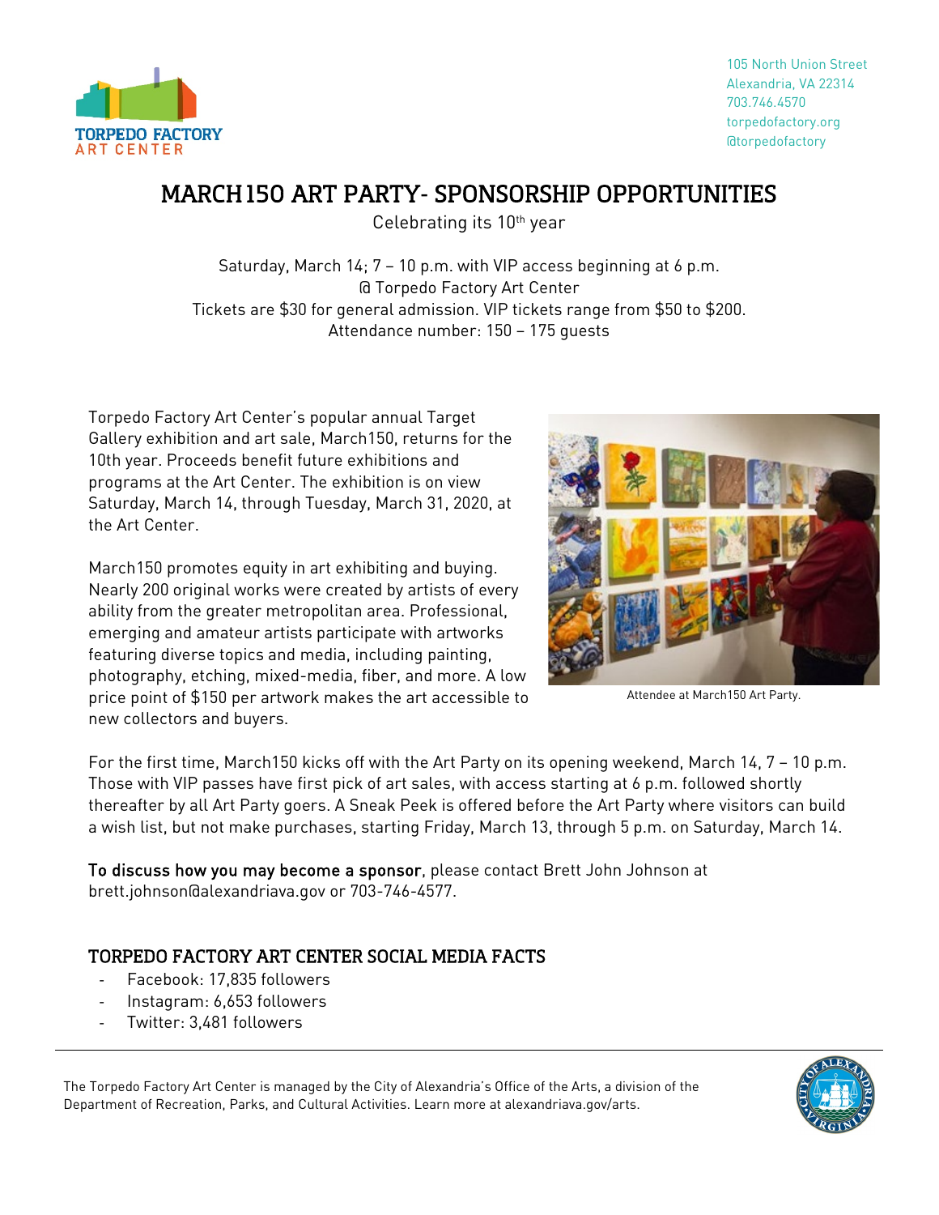TORPEDO FACTORY ART CENTER

105 North Union Street
Alexandria, VA 22314
703.746.4570
torpedofactory.org
@torpedofactory

# MARCH150 ART PARTY- SPONSORSHIP OPPORTUNITIES

Celebrating its 10th year

Saturday, March 14; 7 – 10 p.m. with VIP access beginning at 6 p.m.
@ Torpedo Factory Art Center
Tickets are $30 for general admission. VIP tickets range from $50 to $200.
Attendance number: 150 – 175 guests

Torpedo Factory Art Center's popular annual Target Gallery exhibition and art sale, March150, returns for the 10th year. Proceeds benefit future exhibitions and programs at the Art Center. The exhibition is on view Saturday, March 14, through Tuesday, March 31, 2020, at the Art Center.

March150 promotes equity in art exhibiting and buying. Nearly 200 original works were created by artists of every ability from the greater metropolitan area. Professional, emerging and amateur artists participate with artworks featuring diverse topics and media, including painting, photography, etching, mixed-media, fiber, and more. A low price point of $150 per artwork makes the art accessible to new collectors and buyers.

Attendee at March150 Art Party.

For the first time, March150 kicks off with the Art Party on its opening weekend, March 14, 7 – 10 p.m. Those with VIP passes have first pick of art sales, with access starting at 6 p.m. followed shortly thereafter by all Art Party goers. A Sneak Peek is offered before the Art Party where visitors can build a wish list, but not make purchases, starting Friday, March 13, through 5 p.m. on Saturday, March 14.

**To discuss how you may become a sponsor**, please contact Brett John Johnson at brett.johnson@alexandriava.gov or 703-746-4577.

## TORPEDO FACTORY ART CENTER SOCIAL MEDIA FACTS

- Facebook: 17,835 followers
- Instagram: 6,653 followers
- Twitter: 3,481 followers

The Torpedo Factory Art Center is managed by the City of Alexandria's Office of the Arts, a division of the Department of Recreation, Parks, and Cultural Activities. Learn more at alexandriava.gov/arts.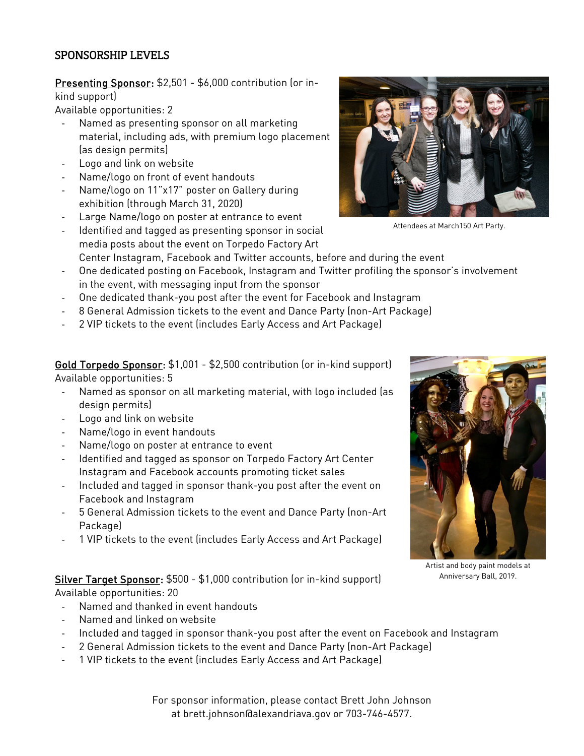## SPONSORSHIP LEVELS

**Presenting Sponsor:** $2,501 - $6,000 contribution (or in-kind support)
Available opportunities: 2

- Named as presenting sponsor on all marketing material, including ads, with premium logo placement (as design permits)
- Logo and link on website
- Name/logo on front of event handouts
- Name/logo on 11"x17" poster on Gallery during exhibition (through March 31, 2020)
- Large Name/logo on poster at entrance to event
- Identified and tagged as presenting sponsor in social media posts about the event on Torpedo Factory Art Center Instagram, Facebook and Twitter accounts, before and during the event
- One dedicated posting on Facebook, Instagram and Twitter profiling the sponsor's involvement in the event, with messaging input from the sponsor
- One dedicated thank-you post after the event for Facebook and Instagram
- 8 General Admission tickets to the event and Dance Party (non-Art Package)
- 2 VIP tickets to the event (includes Early Access and Art Package)

Attendees at March150 Art Party.

**Gold Torpedo Sponsor:** $1,001 - $2,500 contribution (or in-kind support)
Available opportunities: 5

- Named as sponsor on all marketing material, with logo included (as design permits)
- Logo and link on website
- Name/logo in event handouts
- Name/logo on poster at entrance to event
- Identified and tagged as sponsor on Torpedo Factory Art Center Instagram and Facebook accounts promoting ticket sales
- Included and tagged in sponsor thank-you post after the event on Facebook and Instagram
- 5 General Admission tickets to the event and Dance Party (non-Art Package)
- 1 VIP tickets to the event (includes Early Access and Art Package)

Artist and body paint models at Anniversary Ball, 2019.

**Silver Target Sponsor:** $500 - $1,000 contribution (or in-kind support)
Available opportunities: 20

- Named and thanked in event handouts
- Named and linked on website
- Included and tagged in sponsor thank-you post after the event on Facebook and Instagram
- 2 General Admission tickets to the event and Dance Party (non-Art Package)
- 1 VIP tickets to the event (includes Early Access and Art Package)

For sponsor information, please contact Brett John Johnson at brett.johnson@alexandriava.gov or 703-746-4577.